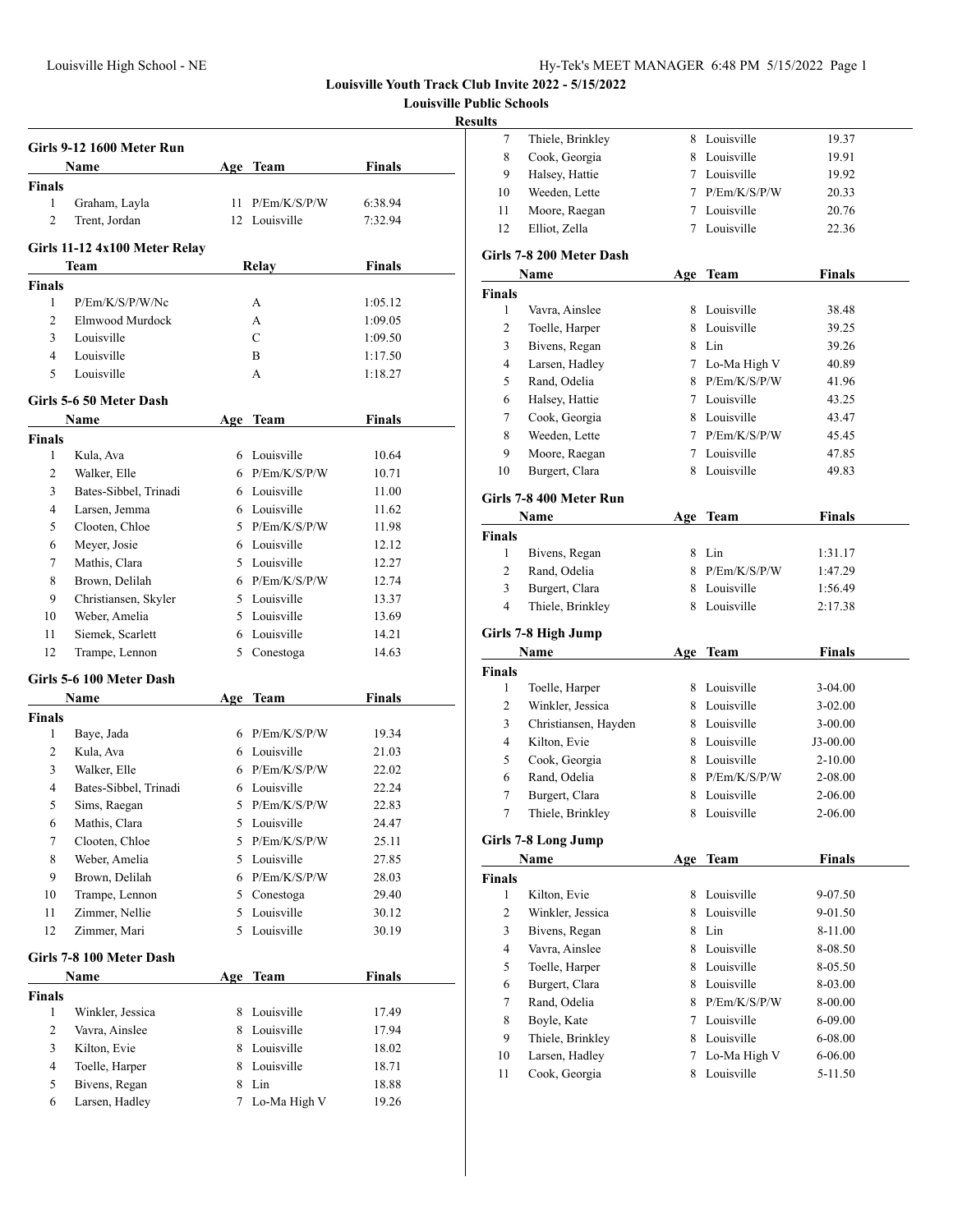**Louisville Youth Track Club Invite 2022 - 5/15/2022**

**Louisville Public Schools**

**Results**

### Girls 9-12 1600 Meter Run

| | Name | Age | Team | Finals |
|---|---|---|---|---|
| **Finals** | | | | |
| 1 | Graham, Layla | 11 | P/Em/K/S/P/W | 6:38.94 |
| 2 | Trent, Jordan | 12 | Louisville | 7:32.94 |

### Girls 11-12 4x100 Meter Relay

| | Team | Relay | Finals |
|---|---|---|---|
| **Finals** | | | |
| 1 | P/Em/K/S/P/W/Nc | A | 1:05.12 |
| 2 | Elmwood Murdock | A | 1:09.05 |
| 3 | Louisville | C | 1:09.50 |
| 4 | Louisville | B | 1:17.50 |
| 5 | Louisville | A | 1:18.27 |

### Girls 5-6 50 Meter Dash

| | Name | Age | Team | Finals |
|---|---|---|---|---|
| **Finals** | | | | |
| 1 | Kula, Ava | 6 | Louisville | 10.64 |
| 2 | Walker, Elle | 6 | P/Em/K/S/P/W | 10.71 |
| 3 | Bates-Sibbel, Trinadi | 6 | Louisville | 11.00 |
| 4 | Larsen, Jemma | 6 | Louisville | 11.62 |
| 5 | Clooten, Chloe | 5 | P/Em/K/S/P/W | 11.98 |
| 6 | Meyer, Josie | 6 | Louisville | 12.12 |
| 7 | Mathis, Clara | 5 | Louisville | 12.27 |
| 8 | Brown, Delilah | 6 | P/Em/K/S/P/W | 12.74 |
| 9 | Christiansen, Skyler | 5 | Louisville | 13.37 |
| 10 | Weber, Amelia | 5 | Louisville | 13.69 |
| 11 | Siemek, Scarlett | 6 | Louisville | 14.21 |
| 12 | Trampe, Lennon | 5 | Conestoga | 14.63 |

### Girls 5-6 100 Meter Dash

| | Name | Age | Team | Finals |
|---|---|---|---|---|
| **Finals** | | | | |
| 1 | Baye, Jada | 6 | P/Em/K/S/P/W | 19.34 |
| 2 | Kula, Ava | 6 | Louisville | 21.03 |
| 3 | Walker, Elle | 6 | P/Em/K/S/P/W | 22.02 |
| 4 | Bates-Sibbel, Trinadi | 6 | Louisville | 22.24 |
| 5 | Sims, Raegan | 5 | P/Em/K/S/P/W | 22.83 |
| 6 | Mathis, Clara | 5 | Louisville | 24.47 |
| 7 | Clooten, Chloe | 5 | P/Em/K/S/P/W | 25.11 |
| 8 | Weber, Amelia | 5 | Louisville | 27.85 |
| 9 | Brown, Delilah | 6 | P/Em/K/S/P/W | 28.03 |
| 10 | Trampe, Lennon | 5 | Conestoga | 29.40 |
| 11 | Zimmer, Nellie | 5 | Louisville | 30.12 |
| 12 | Zimmer, Mari | 5 | Louisville | 30.19 |

### Girls 7-8 100 Meter Dash

| | Name | Age | Team | Finals |
|---|---|---|---|---|
| **Finals** | | | | |
| 1 | Winkler, Jessica | 8 | Louisville | 17.49 |
| 2 | Vavra, Ainslee | 8 | Louisville | 17.94 |
| 3 | Kilton, Evie | 8 | Louisville | 18.02 |
| 4 | Toelle, Harper | 8 | Louisville | 18.71 |
| 5 | Bivens, Regan | 8 | Lin | 18.88 |
| 6 | Larsen, Hadley | 7 | Lo-Ma High V | 19.26 |
| 7 | Thiele, Brinkley | 8 | Louisville | 19.37 |
| 8 | Cook, Georgia | 8 | Louisville | 19.91 |
| 9 | Halsey, Hattie | 7 | Louisville | 19.92 |
| 10 | Weeden, Lette | 7 | P/Em/K/S/P/W | 20.33 |
| 11 | Moore, Raegan | 7 | Louisville | 20.76 |
| 12 | Elliot, Zella | 7 | Louisville | 22.36 |

### Girls 7-8 200 Meter Dash

| | Name | Age | Team | Finals |
|---|---|---|---|---|
| **Finals** | | | | |
| 1 | Vavra, Ainslee | 8 | Louisville | 38.48 |
| 2 | Toelle, Harper | 8 | Louisville | 39.25 |
| 3 | Bivens, Regan | 8 | Lin | 39.26 |
| 4 | Larsen, Hadley | 7 | Lo-Ma High V | 40.89 |
| 5 | Rand, Odelia | 8 | P/Em/K/S/P/W | 41.96 |
| 6 | Halsey, Hattie | 7 | Louisville | 43.25 |
| 7 | Cook, Georgia | 8 | Louisville | 43.47 |
| 8 | Weeden, Lette | 7 | P/Em/K/S/P/W | 45.45 |
| 9 | Moore, Raegan | 7 | Louisville | 47.85 |
| 10 | Burgert, Clara | 8 | Louisville | 49.83 |

### Girls 7-8 400 Meter Run

| | Name | Age | Team | Finals |
|---|---|---|---|---|
| **Finals** | | | | |
| 1 | Bivens, Regan | 8 | Lin | 1:31.17 |
| 2 | Rand, Odelia | 8 | P/Em/K/S/P/W | 1:47.29 |
| 3 | Burgert, Clara | 8 | Louisville | 1:56.49 |
| 4 | Thiele, Brinkley | 8 | Louisville | 2:17.38 |

### Girls 7-8 High Jump

| | Name | Age | Team | Finals |
|---|---|---|---|---|
| **Finals** | | | | |
| 1 | Toelle, Harper | 8 | Louisville | 3-04.00 |
| 2 | Winkler, Jessica | 8 | Louisville | 3-02.00 |
| 3 | Christiansen, Hayden | 8 | Louisville | 3-00.00 |
| 4 | Kilton, Evie | 8 | Louisville | J3-00.00 |
| 5 | Cook, Georgia | 8 | Louisville | 2-10.00 |
| 6 | Rand, Odelia | 8 | P/Em/K/S/P/W | 2-08.00 |
| 7 | Burgert, Clara | 8 | Louisville | 2-06.00 |
| 7 | Thiele, Brinkley | 8 | Louisville | 2-06.00 |

### Girls 7-8 Long Jump

| | Name | Age | Team | Finals |
|---|---|---|---|---|
| **Finals** | | | | |
| 1 | Kilton, Evie | 8 | Louisville | 9-07.50 |
| 2 | Winkler, Jessica | 8 | Louisville | 9-01.50 |
| 3 | Bivens, Regan | 8 | Lin | 8-11.00 |
| 4 | Vavra, Ainslee | 8 | Louisville | 8-08.50 |
| 5 | Toelle, Harper | 8 | Louisville | 8-05.50 |
| 6 | Burgert, Clara | 8 | Louisville | 8-03.00 |
| 7 | Rand, Odelia | 8 | P/Em/K/S/P/W | 8-00.00 |
| 8 | Boyle, Kate | 7 | Louisville | 6-09.00 |
| 9 | Thiele, Brinkley | 8 | Louisville | 6-08.00 |
| 10 | Larsen, Hadley | 7 | Lo-Ma High V | 6-06.00 |
| 11 | Cook, Georgia | 8 | Louisville | 5-11.50 |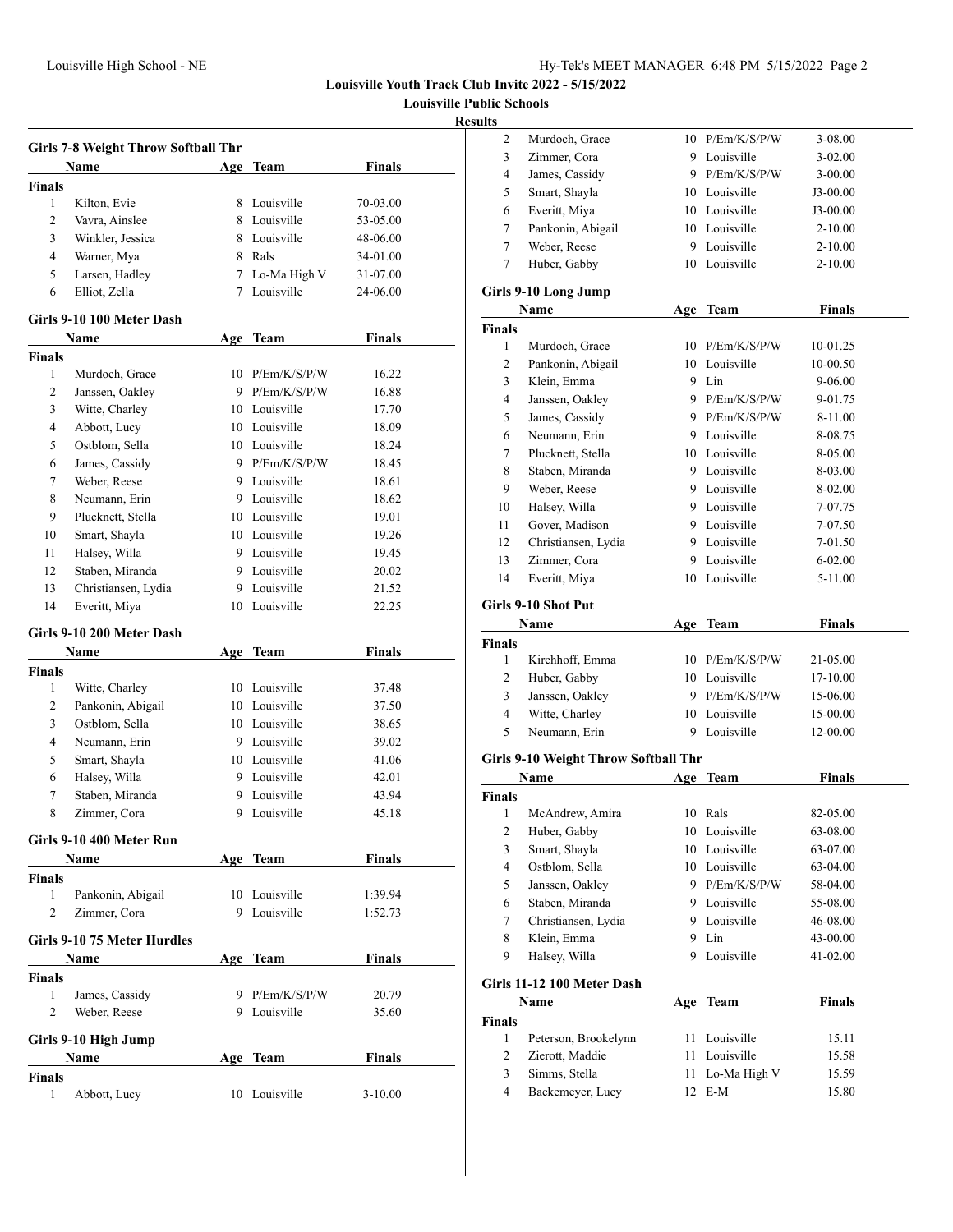**Louisville Youth Track Club Invite 2022 - 5/15/2022**

**Louisville Public Schools**

**Results**

### Girls 7-8 Weight Throw Softball Thr

| | Name | Age | Team | Finals |
|---|---|---|---|---|
| **Finals** | | | | |
| 1 | Kilton, Evie | 8 | Louisville | 70-03.00 |
| 2 | Vavra, Ainslee | 8 | Louisville | 53-05.00 |
| 3 | Winkler, Jessica | 8 | Louisville | 48-06.00 |
| 4 | Warner, Mya | 8 | Rals | 34-01.00 |
| 5 | Larsen, Hadley | 7 | Lo-Ma High V | 31-07.00 |
| 6 | Elliot, Zella | 7 | Louisville | 24-06.00 |

### Girls 9-10 100 Meter Dash

| | Name | Age | Team | Finals |
|---|---|---|---|---|
| **Finals** | | | | |
| 1 | Murdoch, Grace | 10 | P/Em/K/S/P/W | 16.22 |
| 2 | Janssen, Oakley | 9 | P/Em/K/S/P/W | 16.88 |
| 3 | Witte, Charley | 10 | Louisville | 17.70 |
| 4 | Abbott, Lucy | 10 | Louisville | 18.09 |
| 5 | Ostblom, Sella | 10 | Louisville | 18.24 |
| 6 | James, Cassidy | 9 | P/Em/K/S/P/W | 18.45 |
| 7 | Weber, Reese | 9 | Louisville | 18.61 |
| 8 | Neumann, Erin | 9 | Louisville | 18.62 |
| 9 | Plucknett, Stella | 10 | Louisville | 19.01 |
| 10 | Smart, Shayla | 10 | Louisville | 19.26 |
| 11 | Halsey, Willa | 9 | Louisville | 19.45 |
| 12 | Staben, Miranda | 9 | Louisville | 20.02 |
| 13 | Christiansen, Lydia | 9 | Louisville | 21.52 |
| 14 | Everitt, Miya | 10 | Louisville | 22.25 |

### Girls 9-10 200 Meter Dash

| | Name | Age | Team | Finals |
|---|---|---|---|---|
| **Finals** | | | | |
| 1 | Witte, Charley | 10 | Louisville | 37.48 |
| 2 | Pankonin, Abigail | 10 | Louisville | 37.50 |
| 3 | Ostblom, Sella | 10 | Louisville | 38.65 |
| 4 | Neumann, Erin | 9 | Louisville | 39.02 |
| 5 | Smart, Shayla | 10 | Louisville | 41.06 |
| 6 | Halsey, Willa | 9 | Louisville | 42.01 |
| 7 | Staben, Miranda | 9 | Louisville | 43.94 |
| 8 | Zimmer, Cora | 9 | Louisville | 45.18 |

### Girls 9-10 400 Meter Run

| | Name | Age | Team | Finals |
|---|---|---|---|---|
| **Finals** | | | | |
| 1 | Pankonin, Abigail | 10 | Louisville | 1:39.94 |
| 2 | Zimmer, Cora | 9 | Louisville | 1:52.73 |

### Girls 9-10 75 Meter Hurdles

| | Name | Age | Team | Finals |
|---|---|---|---|---|
| **Finals** | | | | |
| 1 | James, Cassidy | 9 | P/Em/K/S/P/W | 20.79 |
| 2 | Weber, Reese | 9 | Louisville | 35.60 |

### Girls 9-10 High Jump

| | Name | Age | Team | Finals |
|---|---|---|---|---|
| **Finals** | | | | |
| 1 | Abbott, Lucy | 10 | Louisville | 3-10.00 |
| 2 | Murdoch, Grace | 10 | P/Em/K/S/P/W | 3-08.00 |
| 3 | Zimmer, Cora | 9 | Louisville | 3-02.00 |
| 4 | James, Cassidy | 9 | P/Em/K/S/P/W | 3-00.00 |
| 5 | Smart, Shayla | 10 | Louisville | J3-00.00 |
| 6 | Everitt, Miya | 10 | Louisville | J3-00.00 |
| 7 | Pankonin, Abigail | 10 | Louisville | 2-10.00 |
| 7 | Weber, Reese | 9 | Louisville | 2-10.00 |
| 7 | Huber, Gabby | 10 | Louisville | 2-10.00 |

### Girls 9-10 Long Jump

| | Name | Age | Team | Finals |
|---|---|---|---|---|
| **Finals** | | | | |
| 1 | Murdoch, Grace | 10 | P/Em/K/S/P/W | 10-01.25 |
| 2 | Pankonin, Abigail | 10 | Louisville | 10-00.50 |
| 3 | Klein, Emma | 9 | Lin | 9-06.00 |
| 4 | Janssen, Oakley | 9 | P/Em/K/S/P/W | 9-01.75 |
| 5 | James, Cassidy | 9 | P/Em/K/S/P/W | 8-11.00 |
| 6 | Neumann, Erin | 9 | Louisville | 8-08.75 |
| 7 | Plucknett, Stella | 10 | Louisville | 8-05.00 |
| 8 | Staben, Miranda | 9 | Louisville | 8-03.00 |
| 9 | Weber, Reese | 9 | Louisville | 8-02.00 |
| 10 | Halsey, Willa | 9 | Louisville | 7-07.75 |
| 11 | Gover, Madison | 9 | Louisville | 7-07.50 |
| 12 | Christiansen, Lydia | 9 | Louisville | 7-01.50 |
| 13 | Zimmer, Cora | 9 | Louisville | 6-02.00 |
| 14 | Everitt, Miya | 10 | Louisville | 5-11.00 |

### Girls 9-10 Shot Put

| | Name | Age | Team | Finals |
|---|---|---|---|---|
| **Finals** | | | | |
| 1 | Kirchhoff, Emma | 10 | P/Em/K/S/P/W | 21-05.00 |
| 2 | Huber, Gabby | 10 | Louisville | 17-10.00 |
| 3 | Janssen, Oakley | 9 | P/Em/K/S/P/W | 15-06.00 |
| 4 | Witte, Charley | 10 | Louisville | 15-00.00 |
| 5 | Neumann, Erin | 9 | Louisville | 12-00.00 |

### Girls 9-10 Weight Throw Softball Thr

| | Name | Age | Team | Finals |
|---|---|---|---|---|
| **Finals** | | | | |
| 1 | McAndrew, Amira | 10 | Rals | 82-05.00 |
| 2 | Huber, Gabby | 10 | Louisville | 63-08.00 |
| 3 | Smart, Shayla | 10 | Louisville | 63-07.00 |
| 4 | Ostblom, Sella | 10 | Louisville | 63-04.00 |
| 5 | Janssen, Oakley | 9 | P/Em/K/S/P/W | 58-04.00 |
| 6 | Staben, Miranda | 9 | Louisville | 55-08.00 |
| 7 | Christiansen, Lydia | 9 | Louisville | 46-08.00 |
| 8 | Klein, Emma | 9 | Lin | 43-00.00 |
| 9 | Halsey, Willa | 9 | Louisville | 41-02.00 |

### Girls 11-12 100 Meter Dash

| | Name | Age | Team | Finals |
|---|---|---|---|---|
| **Finals** | | | | |
| 1 | Peterson, Brookelynn | 11 | Louisville | 15.11 |
| 2 | Zierott, Maddie | 11 | Louisville | 15.58 |
| 3 | Simms, Stella | 11 | Lo-Ma High V | 15.59 |
| 4 | Backemeyer, Lucy | 12 | E-M | 15.80 |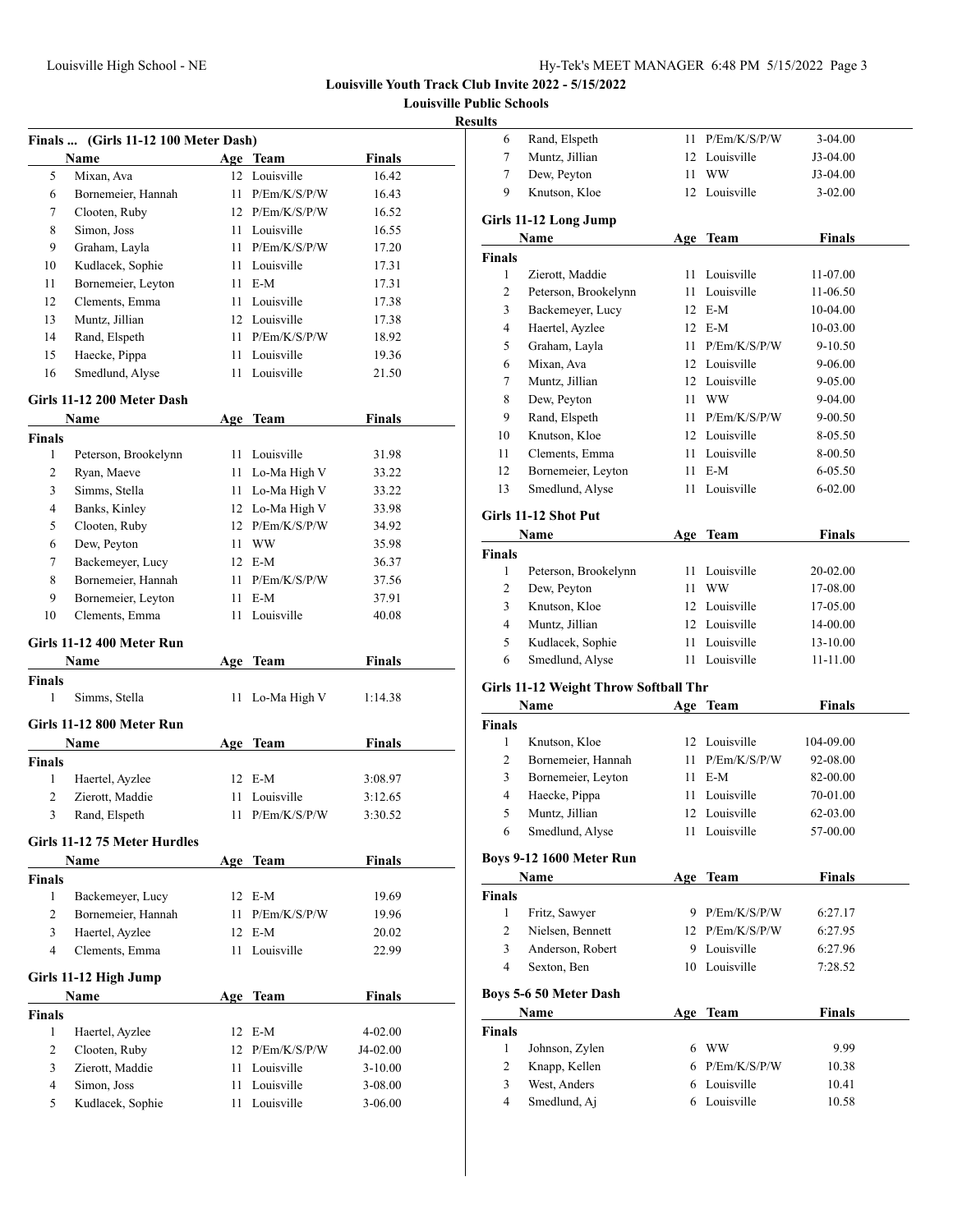**Louisville Youth Track Club Invite 2022 - 5/15/2022**

**Louisville Public Schools**

**Results**

### Finals ... (Girls 11-12 100 Meter Dash)

| | Name | Age | Team | Finals |
|---|---|---|---|---|
| 5 | Mixan, Ava | 12 | Louisville | 16.42 |
| 6 | Bornemeier, Hannah | 11 | P/Em/K/S/P/W | 16.43 |
| 7 | Clooten, Ruby | 12 | P/Em/K/S/P/W | 16.52 |
| 8 | Simon, Joss | 11 | Louisville | 16.55 |
| 9 | Graham, Layla | 11 | P/Em/K/S/P/W | 17.20 |
| 10 | Kudlacek, Sophie | 11 | Louisville | 17.31 |
| 11 | Bornemeier, Leyton | 11 | E-M | 17.31 |
| 12 | Clements, Emma | 11 | Louisville | 17.38 |
| 13 | Muntz, Jillian | 12 | Louisville | 17.38 |
| 14 | Rand, Elspeth | 11 | P/Em/K/S/P/W | 18.92 |
| 15 | Haecke, Pippa | 11 | Louisville | 19.36 |
| 16 | Smedlund, Alyse | 11 | Louisville | 21.50 |

### Girls 11-12 200 Meter Dash

| | Name | Age | Team | Finals |
|---|---|---|---|---|
| **Finals** | | | | |
| 1 | Peterson, Brookelynn | 11 | Louisville | 31.98 |
| 2 | Ryan, Maeve | 11 | Lo-Ma High V | 33.22 |
| 3 | Simms, Stella | 11 | Lo-Ma High V | 33.22 |
| 4 | Banks, Kinley | 12 | Lo-Ma High V | 33.98 |
| 5 | Clooten, Ruby | 12 | P/Em/K/S/P/W | 34.92 |
| 6 | Dew, Peyton | 11 | WW | 35.98 |
| 7 | Backemeyer, Lucy | 12 | E-M | 36.37 |
| 8 | Bornemeier, Hannah | 11 | P/Em/K/S/P/W | 37.56 |
| 9 | Bornemeier, Leyton | 11 | E-M | 37.91 |
| 10 | Clements, Emma | 11 | Louisville | 40.08 |

### Girls 11-12 400 Meter Run

| | Name | Age | Team | Finals |
|---|---|---|---|---|
| **Finals** | | | | |
| 1 | Simms, Stella | 11 | Lo-Ma High V | 1:14.38 |

### Girls 11-12 800 Meter Run

| | Name | Age | Team | Finals |
|---|---|---|---|---|
| **Finals** | | | | |
| 1 | Haertel, Ayzlee | 12 | E-M | 3:08.97 |
| 2 | Zierott, Maddie | 11 | Louisville | 3:12.65 |
| 3 | Rand, Elspeth | 11 | P/Em/K/S/P/W | 3:30.52 |

### Girls 11-12 75 Meter Hurdles

| | Name | Age | Team | Finals |
|---|---|---|---|---|
| **Finals** | | | | |
| 1 | Backemeyer, Lucy | 12 | E-M | 19.69 |
| 2 | Bornemeier, Hannah | 11 | P/Em/K/S/P/W | 19.96 |
| 3 | Haertel, Ayzlee | 12 | E-M | 20.02 |
| 4 | Clements, Emma | 11 | Louisville | 22.99 |

### Girls 11-12 High Jump

| | Name | Age | Team | Finals |
|---|---|---|---|---|
| **Finals** | | | | |
| 1 | Haertel, Ayzlee | 12 | E-M | 4-02.00 |
| 2 | Clooten, Ruby | 12 | P/Em/K/S/P/W | J4-02.00 |
| 3 | Zierott, Maddie | 11 | Louisville | 3-10.00 |
| 4 | Simon, Joss | 11 | Louisville | 3-08.00 |
| 5 | Kudlacek, Sophie | 11 | Louisville | 3-06.00 |
| 6 | Rand, Elspeth | 11 | P/Em/K/S/P/W | 3-04.00 |
| 7 | Muntz, Jillian | 12 | Louisville | J3-04.00 |
| 7 | Dew, Peyton | 11 | WW | J3-04.00 |
| 9 | Knutson, Kloe | 12 | Louisville | 3-02.00 |

### Girls 11-12 Long Jump

| | Name | Age | Team | Finals |
|---|---|---|---|---|
| **Finals** | | | | |
| 1 | Zierott, Maddie | 11 | Louisville | 11-07.00 |
| 2 | Peterson, Brookelynn | 11 | Louisville | 11-06.50 |
| 3 | Backemeyer, Lucy | 12 | E-M | 10-04.00 |
| 4 | Haertel, Ayzlee | 12 | E-M | 10-03.00 |
| 5 | Graham, Layla | 11 | P/Em/K/S/P/W | 9-10.50 |
| 6 | Mixan, Ava | 12 | Louisville | 9-06.00 |
| 7 | Muntz, Jillian | 12 | Louisville | 9-05.00 |
| 8 | Dew, Peyton | 11 | WW | 9-04.00 |
| 9 | Rand, Elspeth | 11 | P/Em/K/S/P/W | 9-00.50 |
| 10 | Knutson, Kloe | 12 | Louisville | 8-05.50 |
| 11 | Clements, Emma | 11 | Louisville | 8-00.50 |
| 12 | Bornemeier, Leyton | 11 | E-M | 6-05.50 |
| 13 | Smedlund, Alyse | 11 | Louisville | 6-02.00 |

### Girls 11-12 Shot Put

| | Name | Age | Team | Finals |
|---|---|---|---|---|
| **Finals** | | | | |
| 1 | Peterson, Brookelynn | 11 | Louisville | 20-02.00 |
| 2 | Dew, Peyton | 11 | WW | 17-08.00 |
| 3 | Knutson, Kloe | 12 | Louisville | 17-05.00 |
| 4 | Muntz, Jillian | 12 | Louisville | 14-00.00 |
| 5 | Kudlacek, Sophie | 11 | Louisville | 13-10.00 |
| 6 | Smedlund, Alyse | 11 | Louisville | 11-11.00 |

### Girls 11-12 Weight Throw Softball Thr

| | Name | Age | Team | Finals |
|---|---|---|---|---|
| **Finals** | | | | |
| 1 | Knutson, Kloe | 12 | Louisville | 104-09.00 |
| 2 | Bornemeier, Hannah | 11 | P/Em/K/S/P/W | 92-08.00 |
| 3 | Bornemeier, Leyton | 11 | E-M | 82-00.00 |
| 4 | Haecke, Pippa | 11 | Louisville | 70-01.00 |
| 5 | Muntz, Jillian | 12 | Louisville | 62-03.00 |
| 6 | Smedlund, Alyse | 11 | Louisville | 57-00.00 |

### Boys 9-12 1600 Meter Run

| | Name | Age | Team | Finals |
|---|---|---|---|---|
| **Finals** | | | | |
| 1 | Fritz, Sawyer | 9 | P/Em/K/S/P/W | 6:27.17 |
| 2 | Nielsen, Bennett | 12 | P/Em/K/S/P/W | 6:27.95 |
| 3 | Anderson, Robert | 9 | Louisville | 6:27.96 |
| 4 | Sexton, Ben | 10 | Louisville | 7:28.52 |

### Boys 5-6 50 Meter Dash

| | Name | Age | Team | Finals |
|---|---|---|---|---|
| **Finals** | | | | |
| 1 | Johnson, Zylen | 6 | WW | 9.99 |
| 2 | Knapp, Kellen | 6 | P/Em/K/S/P/W | 10.38 |
| 3 | West, Anders | 6 | Louisville | 10.41 |
| 4 | Smedlund, Aj | 6 | Louisville | 10.58 |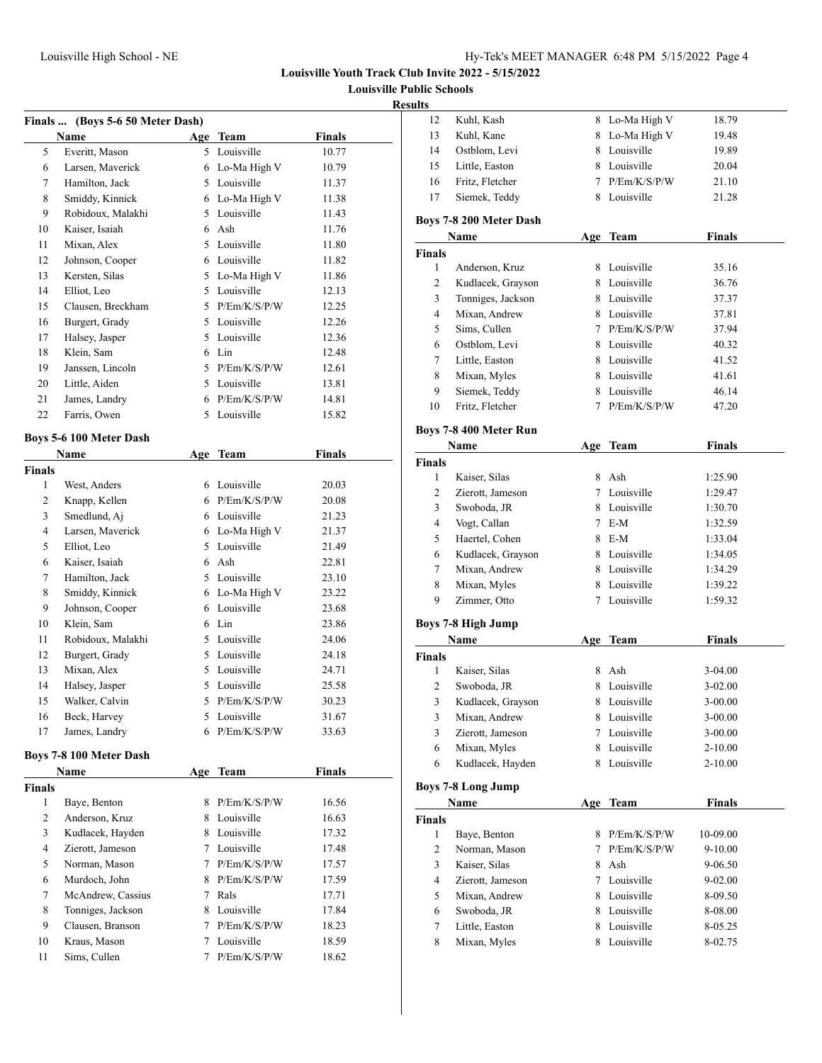**Louisville Youth Track Club Invite 2022 - 5/15/2022**

**Louisville Public Schools**

**Results**

### Finals ... (Boys 5-6 50 Meter Dash)

| | Name | Age | Team | Finals |
|---|---|---|---|---|
| 5 | Everitt, Mason | 5 | Louisville | 10.77 |
| 6 | Larsen, Maverick | 6 | Lo-Ma High V | 10.79 |
| 7 | Hamilton, Jack | 5 | Louisville | 11.37 |
| 8 | Smiddy, Kinnick | 6 | Lo-Ma High V | 11.38 |
| 9 | Robidoux, Malakhi | 5 | Louisville | 11.43 |
| 10 | Kaiser, Isaiah | 6 | Ash | 11.76 |
| 11 | Mixan, Alex | 5 | Louisville | 11.80 |
| 12 | Johnson, Cooper | 6 | Louisville | 11.82 |
| 13 | Kersten, Silas | 5 | Lo-Ma High V | 11.86 |
| 14 | Elliot, Leo | 5 | Louisville | 12.13 |
| 15 | Clausen, Breckham | 5 | P/Em/K/S/P/W | 12.25 |
| 16 | Burgert, Grady | 5 | Louisville | 12.26 |
| 17 | Halsey, Jasper | 5 | Louisville | 12.36 |
| 18 | Klein, Sam | 6 | Lin | 12.48 |
| 19 | Janssen, Lincoln | 5 | P/Em/K/S/P/W | 12.61 |
| 20 | Little, Aiden | 5 | Louisville | 13.81 |
| 21 | James, Landry | 6 | P/Em/K/S/P/W | 14.81 |
| 22 | Farris, Owen | 5 | Louisville | 15.82 |

### Boys 5-6 100 Meter Dash

| | Name | Age | Team | Finals |
|---|---|---|---|---|
| **Finals** | | | | |
| 1 | West, Anders | 6 | Louisville | 20.03 |
| 2 | Knapp, Kellen | 6 | P/Em/K/S/P/W | 20.08 |
| 3 | Smedlund, Aj | 6 | Louisville | 21.23 |
| 4 | Larsen, Maverick | 6 | Lo-Ma High V | 21.37 |
| 5 | Elliot, Leo | 5 | Louisville | 21.49 |
| 6 | Kaiser, Isaiah | 6 | Ash | 22.81 |
| 7 | Hamilton, Jack | 5 | Louisville | 23.10 |
| 8 | Smiddy, Kinnick | 6 | Lo-Ma High V | 23.22 |
| 9 | Johnson, Cooper | 6 | Louisville | 23.68 |
| 10 | Klein, Sam | 6 | Lin | 23.86 |
| 11 | Robidoux, Malakhi | 5 | Louisville | 24.06 |
| 12 | Burgert, Grady | 5 | Louisville | 24.18 |
| 13 | Mixan, Alex | 5 | Louisville | 24.71 |
| 14 | Halsey, Jasper | 5 | Louisville | 25.58 |
| 15 | Walker, Calvin | 5 | P/Em/K/S/P/W | 30.23 |
| 16 | Beck, Harvey | 5 | Louisville | 31.67 |
| 17 | James, Landry | 6 | P/Em/K/S/P/W | 33.63 |

### Boys 7-8 100 Meter Dash

| | Name | Age | Team | Finals |
|---|---|---|---|---|
| **Finals** | | | | |
| 1 | Baye, Benton | 8 | P/Em/K/S/P/W | 16.56 |
| 2 | Anderson, Kruz | 8 | Louisville | 16.63 |
| 3 | Kudlacek, Hayden | 8 | Louisville | 17.32 |
| 4 | Zierott, Jameson | 7 | Louisville | 17.48 |
| 5 | Norman, Mason | 7 | P/Em/K/S/P/W | 17.57 |
| 6 | Murdoch, John | 8 | P/Em/K/S/P/W | 17.59 |
| 7 | McAndrew, Cassius | 7 | Rals | 17.71 |
| 8 | Tonniges, Jackson | 8 | Louisville | 17.84 |
| 9 | Clausen, Branson | 7 | P/Em/K/S/P/W | 18.23 |
| 10 | Kraus, Mason | 7 | Louisville | 18.59 |
| 11 | Sims, Cullen | 7 | P/Em/K/S/P/W | 18.62 |
| 12 | Kuhl, Kash | 8 | Lo-Ma High V | 18.79 |
| 13 | Kuhl, Kane | 8 | Lo-Ma High V | 19.48 |
| 14 | Ostblom, Levi | 8 | Louisville | 19.89 |
| 15 | Little, Easton | 8 | Louisville | 20.04 |
| 16 | Fritz, Fletcher | 7 | P/Em/K/S/P/W | 21.10 |
| 17 | Siemek, Teddy | 8 | Louisville | 21.28 |

### Boys 7-8 200 Meter Dash

| | Name | Age | Team | Finals |
|---|---|---|---|---|
| **Finals** | | | | |
| 1 | Anderson, Kruz | 8 | Louisville | 35.16 |
| 2 | Kudlacek, Grayson | 8 | Louisville | 36.76 |
| 3 | Tonniges, Jackson | 8 | Louisville | 37.37 |
| 4 | Mixan, Andrew | 8 | Louisville | 37.81 |
| 5 | Sims, Cullen | 7 | P/Em/K/S/P/W | 37.94 |
| 6 | Ostblom, Levi | 8 | Louisville | 40.32 |
| 7 | Little, Easton | 8 | Louisville | 41.52 |
| 8 | Mixan, Myles | 8 | Louisville | 41.61 |
| 9 | Siemek, Teddy | 8 | Louisville | 46.14 |
| 10 | Fritz, Fletcher | 7 | P/Em/K/S/P/W | 47.20 |

### Boys 7-8 400 Meter Run

| | Name | Age | Team | Finals |
|---|---|---|---|---|
| **Finals** | | | | |
| 1 | Kaiser, Silas | 8 | Ash | 1:25.90 |
| 2 | Zierott, Jameson | 7 | Louisville | 1:29.47 |
| 3 | Swoboda, JR | 8 | Louisville | 1:30.70 |
| 4 | Vogt, Callan | 7 | E-M | 1:32.59 |
| 5 | Haertel, Cohen | 8 | E-M | 1:33.04 |
| 6 | Kudlacek, Grayson | 8 | Louisville | 1:34.05 |
| 7 | Mixan, Andrew | 8 | Louisville | 1:34.29 |
| 8 | Mixan, Myles | 8 | Louisville | 1:39.22 |
| 9 | Zimmer, Otto | 7 | Louisville | 1:59.32 |

### Boys 7-8 High Jump

| | Name | Age | Team | Finals |
|---|---|---|---|---|
| **Finals** | | | | |
| 1 | Kaiser, Silas | 8 | Ash | 3-04.00 |
| 2 | Swoboda, JR | 8 | Louisville | 3-02.00 |
| 3 | Kudlacek, Grayson | 8 | Louisville | 3-00.00 |
| 3 | Mixan, Andrew | 8 | Louisville | 3-00.00 |
| 3 | Zierott, Jameson | 7 | Louisville | 3-00.00 |
| 6 | Mixan, Myles | 8 | Louisville | 2-10.00 |
| 6 | Kudlacek, Hayden | 8 | Louisville | 2-10.00 |

### Boys 7-8 Long Jump

| | Name | Age | Team | Finals |
|---|---|---|---|---|
| **Finals** | | | | |
| 1 | Baye, Benton | 8 | P/Em/K/S/P/W | 10-09.00 |
| 2 | Norman, Mason | 7 | P/Em/K/S/P/W | 9-10.00 |
| 3 | Kaiser, Silas | 8 | Ash | 9-06.50 |
| 4 | Zierott, Jameson | 7 | Louisville | 9-02.00 |
| 5 | Mixan, Andrew | 8 | Louisville | 8-09.50 |
| 6 | Swoboda, JR | 8 | Louisville | 8-08.00 |
| 7 | Little, Easton | 8 | Louisville | 8-05.25 |
| 8 | Mixan, Myles | 8 | Louisville | 8-02.75 |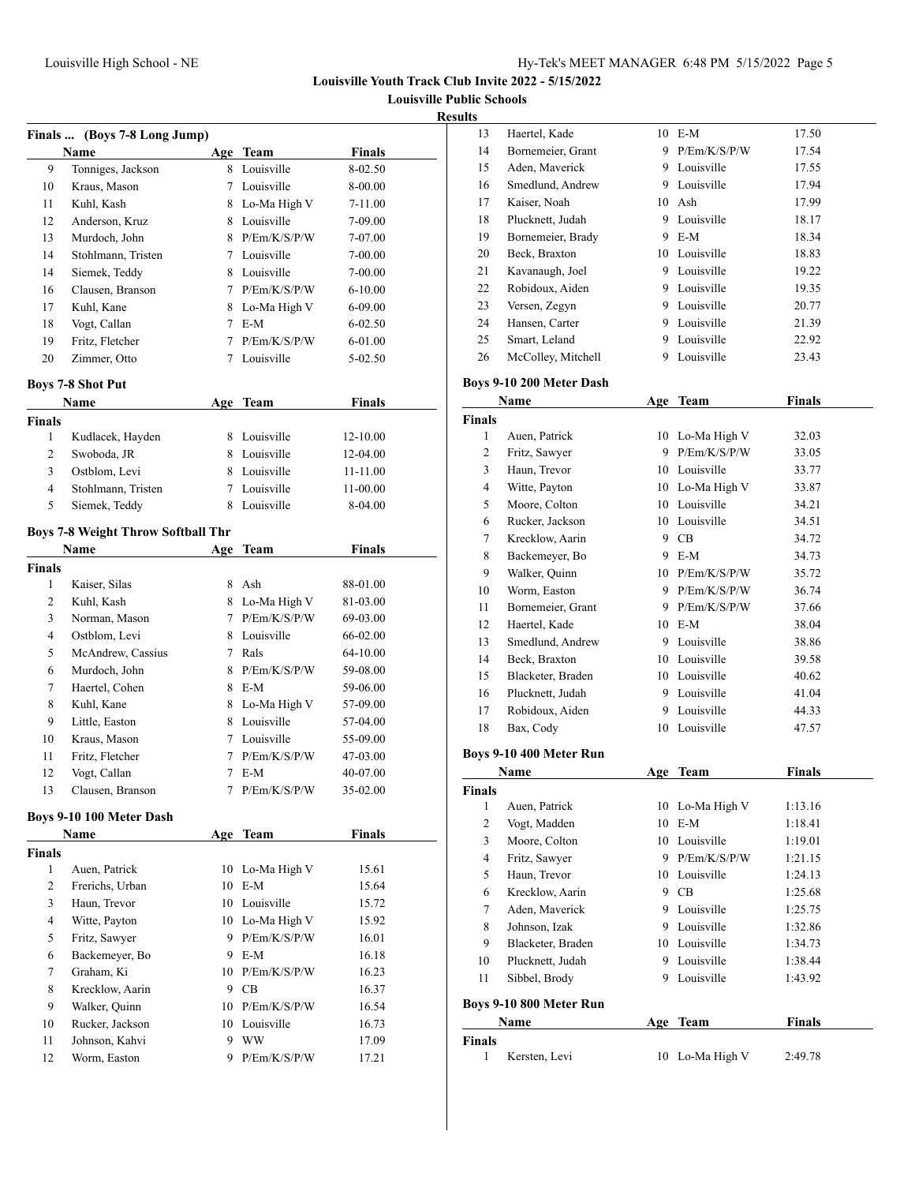# Louisville Youth Track Club Invite 2022 - 5/15/2022

## Louisville Public Schools

### Results

**Finals ... (Boys 7-8 Long Jump)**

| | Name | Age | Team | Finals |
|---|---|---|---|---|
| 9 | Tonniges, Jackson | 8 | Louisville | 8-02.50 |
| 10 | Kraus, Mason | 7 | Louisville | 8-00.00 |
| 11 | Kuhl, Kash | 8 | Lo-Ma High V | 7-11.00 |
| 12 | Anderson, Kruz | 8 | Louisville | 7-09.00 |
| 13 | Murdoch, John | 8 | P/Em/K/S/P/W | 7-07.00 |
| 14 | Stohlmann, Tristen | 7 | Louisville | 7-00.00 |
| 14 | Siemek, Teddy | 8 | Louisville | 7-00.00 |
| 16 | Clausen, Branson | 7 | P/Em/K/S/P/W | 6-10.00 |
| 17 | Kuhl, Kane | 8 | Lo-Ma High V | 6-09.00 |
| 18 | Vogt, Callan | 7 | E-M | 6-02.50 |
| 19 | Fritz, Fletcher | 7 | P/Em/K/S/P/W | 6-01.00 |
| 20 | Zimmer, Otto | 7 | Louisville | 5-02.50 |

**Boys 7-8 Shot Put**

| | Name | Age | Team | Finals |
|---|---|---|---|---|
| **Finals** | | | | |
| 1 | Kudlacek, Hayden | 8 | Louisville | 12-10.00 |
| 2 | Swoboda, JR | 8 | Louisville | 12-04.00 |
| 3 | Ostblom, Levi | 8 | Louisville | 11-11.00 |
| 4 | Stohlmann, Tristen | 7 | Louisville | 11-00.00 |
| 5 | Siemek, Teddy | 8 | Louisville | 8-04.00 |

**Boys 7-8 Weight Throw Softball Thr**

| | Name | Age | Team | Finals |
|---|---|---|---|---|
| **Finals** | | | | |
| 1 | Kaiser, Silas | 8 | Ash | 88-01.00 |
| 2 | Kuhl, Kash | 8 | Lo-Ma High V | 81-03.00 |
| 3 | Norman, Mason | 7 | P/Em/K/S/P/W | 69-03.00 |
| 4 | Ostblom, Levi | 8 | Louisville | 66-02.00 |
| 5 | McAndrew, Cassius | 7 | Rals | 64-10.00 |
| 6 | Murdoch, John | 8 | P/Em/K/S/P/W | 59-08.00 |
| 7 | Haertel, Cohen | 8 | E-M | 59-06.00 |
| 8 | Kuhl, Kane | 8 | Lo-Ma High V | 57-09.00 |
| 9 | Little, Easton | 8 | Louisville | 57-04.00 |
| 10 | Kraus, Mason | 7 | Louisville | 55-09.00 |
| 11 | Fritz, Fletcher | 7 | P/Em/K/S/P/W | 47-03.00 |
| 12 | Vogt, Callan | 7 | E-M | 40-07.00 |
| 13 | Clausen, Branson | 7 | P/Em/K/S/P/W | 35-02.00 |

**Boys 9-10 100 Meter Dash**

| | Name | Age | Team | Finals |
|---|---|---|---|---|
| **Finals** | | | | |
| 1 | Auen, Patrick | 10 | Lo-Ma High V | 15.61 |
| 2 | Frerichs, Urban | 10 | E-M | 15.64 |
| 3 | Haun, Trevor | 10 | Louisville | 15.72 |
| 4 | Witte, Payton | 10 | Lo-Ma High V | 15.92 |
| 5 | Fritz, Sawyer | 9 | P/Em/K/S/P/W | 16.01 |
| 6 | Backemeyer, Bo | 9 | E-M | 16.18 |
| 7 | Graham, Ki | 10 | P/Em/K/S/P/W | 16.23 |
| 8 | Krecklow, Aarin | 9 | CB | 16.37 |
| 9 | Walker, Quinn | 10 | P/Em/K/S/P/W | 16.54 |
| 10 | Rucker, Jackson | 10 | Louisville | 16.73 |
| 11 | Johnson, Kahvi | 9 | WW | 17.09 |
| 12 | Worm, Easton | 9 | P/Em/K/S/P/W | 17.21 |
| 13 | Haertel, Kade | 10 | E-M | 17.50 |
| 14 | Bornemeier, Grant | 9 | P/Em/K/S/P/W | 17.54 |
| 15 | Aden, Maverick | 9 | Louisville | 17.55 |
| 16 | Smedlund, Andrew | 9 | Louisville | 17.94 |
| 17 | Kaiser, Noah | 10 | Ash | 17.99 |
| 18 | Plucknett, Judah | 9 | Louisville | 18.17 |
| 19 | Bornemeier, Brady | 9 | E-M | 18.34 |
| 20 | Beck, Braxton | 10 | Louisville | 18.83 |
| 21 | Kavanaugh, Joel | 9 | Louisville | 19.22 |
| 22 | Robidoux, Aiden | 9 | Louisville | 19.35 |
| 23 | Versen, Zegyn | 9 | Louisville | 20.77 |
| 24 | Hansen, Carter | 9 | Louisville | 21.39 |
| 25 | Smart, Leland | 9 | Louisville | 22.92 |
| 26 | McColley, Mitchell | 9 | Louisville | 23.43 |

**Boys 9-10 200 Meter Dash**

| | Name | Age | Team | Finals |
|---|---|---|---|---|
| **Finals** | | | | |
| 1 | Auen, Patrick | 10 | Lo-Ma High V | 32.03 |
| 2 | Fritz, Sawyer | 9 | P/Em/K/S/P/W | 33.05 |
| 3 | Haun, Trevor | 10 | Louisville | 33.77 |
| 4 | Witte, Payton | 10 | Lo-Ma High V | 33.87 |
| 5 | Moore, Colton | 10 | Louisville | 34.21 |
| 6 | Rucker, Jackson | 10 | Louisville | 34.51 |
| 7 | Krecklow, Aarin | 9 | CB | 34.72 |
| 8 | Backemeyer, Bo | 9 | E-M | 34.73 |
| 9 | Walker, Quinn | 10 | P/Em/K/S/P/W | 35.72 |
| 10 | Worm, Easton | 9 | P/Em/K/S/P/W | 36.74 |
| 11 | Bornemeier, Grant | 9 | P/Em/K/S/P/W | 37.66 |
| 12 | Haertel, Kade | 10 | E-M | 38.04 |
| 13 | Smedlund, Andrew | 9 | Louisville | 38.86 |
| 14 | Beck, Braxton | 10 | Louisville | 39.58 |
| 15 | Blacketer, Braden | 10 | Louisville | 40.62 |
| 16 | Plucknett, Judah | 9 | Louisville | 41.04 |
| 17 | Robidoux, Aiden | 9 | Louisville | 44.33 |
| 18 | Bax, Cody | 10 | Louisville | 47.57 |

**Boys 9-10 400 Meter Run**

| | Name | Age | Team | Finals |
|---|---|---|---|---|
| **Finals** | | | | |
| 1 | Auen, Patrick | 10 | Lo-Ma High V | 1:13.16 |
| 2 | Vogt, Madden | 10 | E-M | 1:18.41 |
| 3 | Moore, Colton | 10 | Louisville | 1:19.01 |
| 4 | Fritz, Sawyer | 9 | P/Em/K/S/P/W | 1:21.15 |
| 5 | Haun, Trevor | 10 | Louisville | 1:24.13 |
| 6 | Krecklow, Aarin | 9 | CB | 1:25.68 |
| 7 | Aden, Maverick | 9 | Louisville | 1:25.75 |
| 8 | Johnson, Izak | 9 | Louisville | 1:32.86 |
| 9 | Blacketer, Braden | 10 | Louisville | 1:34.73 |
| 10 | Plucknett, Judah | 9 | Louisville | 1:38.44 |
| 11 | Sibbel, Brody | 9 | Louisville | 1:43.92 |

**Boys 9-10 800 Meter Run**

| | Name | Age | Team | Finals |
|---|---|---|---|---|
| **Finals** | | | | |
| 1 | Kersten, Levi | 10 | Lo-Ma High V | 2:49.78 |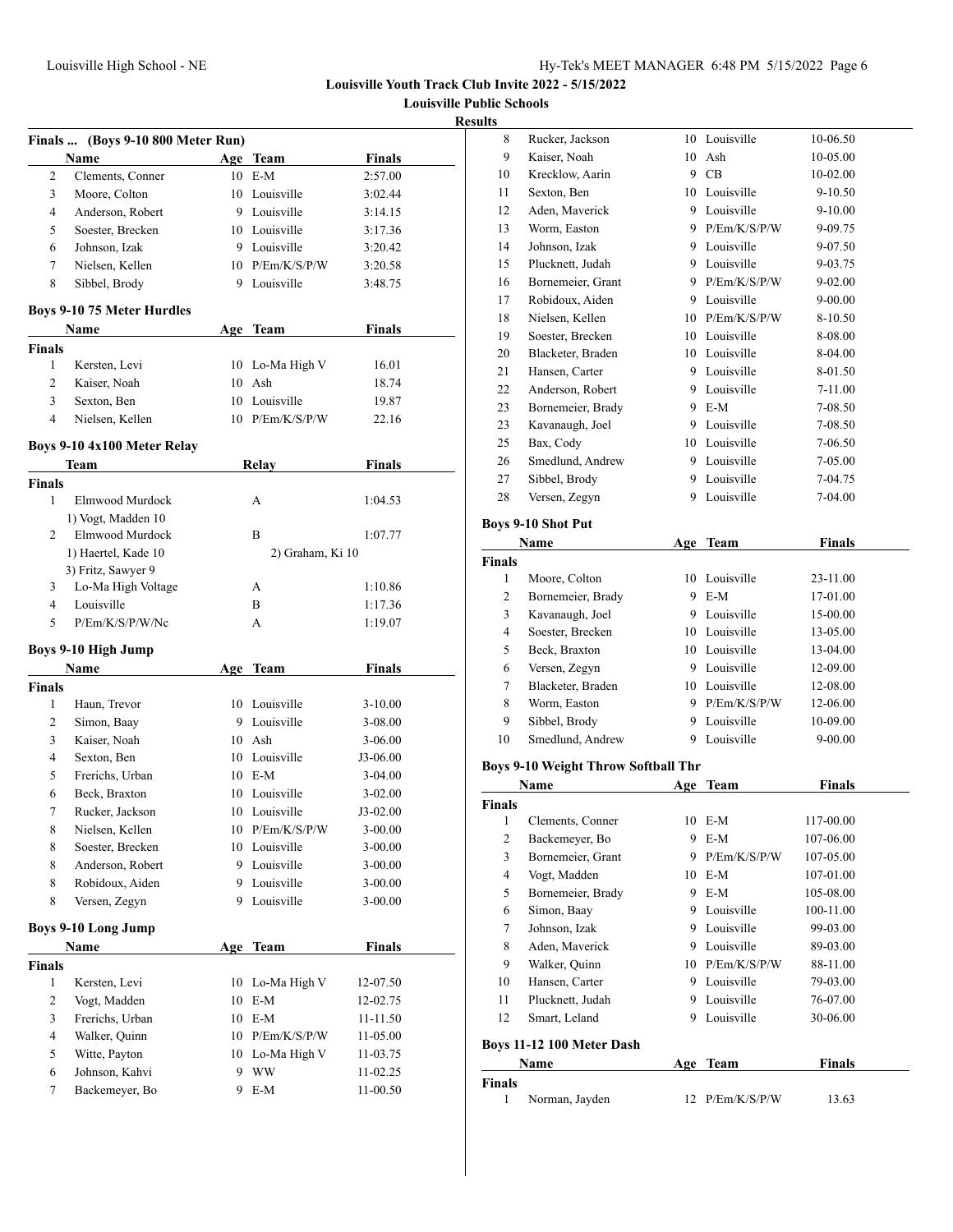**Louisville Youth Track Club Invite 2022 - 5/15/2022**

**Louisville Public Schools**

**Results**

### Finals ... (Boys 9-10 800 Meter Run)

| | Name | Age | Team | Finals |
|---|---|---|---|---|
| 2 | Clements, Conner | 10 | E-M | 2:57.00 |
| 3 | Moore, Colton | 10 | Louisville | 3:02.44 |
| 4 | Anderson, Robert | 9 | Louisville | 3:14.15 |
| 5 | Soester, Brecken | 10 | Louisville | 3:17.36 |
| 6 | Johnson, Izak | 9 | Louisville | 3:20.42 |
| 7 | Nielsen, Kellen | 10 | P/Em/K/S/P/W | 3:20.58 |
| 8 | Sibbel, Brody | 9 | Louisville | 3:48.75 |

### Boys 9-10 75 Meter Hurdles

| | Name | Age | Team | Finals |
|---|---|---|---|---|
| **Finals** | | | | |
| 1 | Kersten, Levi | 10 | Lo-Ma High V | 16.01 |
| 2 | Kaiser, Noah | 10 | Ash | 18.74 |
| 3 | Sexton, Ben | 10 | Louisville | 19.87 |
| 4 | Nielsen, Kellen | 10 | P/Em/K/S/P/W | 22.16 |

### Boys 9-10 4x100 Meter Relay

| | Team | Relay | Finals |
|---|---|---|---|
| **Finals** | | | |
| 1 | Elmwood Murdock | A | 1:04.53 |
| | 1) Vogt, Madden 10 | | |
| 2 | Elmwood Murdock | B | 1:07.77 |
| | 1) Haertel, Kade 10 | 2) Graham, Ki 10 | |
| | 3) Fritz, Sawyer 9 | | |
| 3 | Lo-Ma High Voltage | A | 1:10.86 |
| 4 | Louisville | B | 1:17.36 |
| 5 | P/Em/K/S/P/W/Nc | A | 1:19.07 |

### Boys 9-10 High Jump

| | Name | Age | Team | Finals |
|---|---|---|---|---|
| **Finals** | | | | |
| 1 | Haun, Trevor | 10 | Louisville | 3-10.00 |
| 2 | Simon, Baay | 9 | Louisville | 3-08.00 |
| 3 | Kaiser, Noah | 10 | Ash | 3-06.00 |
| 4 | Sexton, Ben | 10 | Louisville | J3-06.00 |
| 5 | Frerichs, Urban | 10 | E-M | 3-04.00 |
| 6 | Beck, Braxton | 10 | Louisville | 3-02.00 |
| 7 | Rucker, Jackson | 10 | Louisville | J3-02.00 |
| 8 | Nielsen, Kellen | 10 | P/Em/K/S/P/W | 3-00.00 |
| 8 | Soester, Brecken | 10 | Louisville | 3-00.00 |
| 8 | Anderson, Robert | 9 | Louisville | 3-00.00 |
| 8 | Robidoux, Aiden | 9 | Louisville | 3-00.00 |
| 8 | Versen, Zegyn | 9 | Louisville | 3-00.00 |

### Boys 9-10 Long Jump

| | Name | Age | Team | Finals |
|---|---|---|---|---|
| **Finals** | | | | |
| 1 | Kersten, Levi | 10 | Lo-Ma High V | 12-07.50 |
| 2 | Vogt, Madden | 10 | E-M | 12-02.75 |
| 3 | Frerichs, Urban | 10 | E-M | 11-11.50 |
| 4 | Walker, Quinn | 10 | P/Em/K/S/P/W | 11-05.00 |
| 5 | Witte, Payton | 10 | Lo-Ma High V | 11-03.75 |
| 6 | Johnson, Kahvi | 9 | WW | 11-02.25 |
| 7 | Backemeyer, Bo | 9 | E-M | 11-00.50 |
| 8 | Rucker, Jackson | 10 | Louisville | 10-06.50 |
| 9 | Kaiser, Noah | 10 | Ash | 10-05.00 |
| 10 | Krecklow, Aarin | 9 | CB | 10-02.00 |
| 11 | Sexton, Ben | 10 | Louisville | 9-10.50 |
| 12 | Aden, Maverick | 9 | Louisville | 9-10.00 |
| 13 | Worm, Easton | 9 | P/Em/K/S/P/W | 9-09.75 |
| 14 | Johnson, Izak | 9 | Louisville | 9-07.50 |
| 15 | Plucknett, Judah | 9 | Louisville | 9-03.75 |
| 16 | Bornemeier, Grant | 9 | P/Em/K/S/P/W | 9-02.00 |
| 17 | Robidoux, Aiden | 9 | Louisville | 9-00.00 |
| 18 | Nielsen, Kellen | 10 | P/Em/K/S/P/W | 8-10.50 |
| 19 | Soester, Brecken | 10 | Louisville | 8-08.00 |
| 20 | Blacketer, Braden | 10 | Louisville | 8-04.00 |
| 21 | Hansen, Carter | 9 | Louisville | 8-01.50 |
| 22 | Anderson, Robert | 9 | Louisville | 7-11.00 |
| 23 | Bornemeier, Brady | 9 | E-M | 7-08.50 |
| 23 | Kavanaugh, Joel | 9 | Louisville | 7-08.50 |
| 25 | Bax, Cody | 10 | Louisville | 7-06.50 |
| 26 | Smedlund, Andrew | 9 | Louisville | 7-05.00 |
| 27 | Sibbel, Brody | 9 | Louisville | 7-04.75 |
| 28 | Versen, Zegyn | 9 | Louisville | 7-04.00 |

### Boys 9-10 Shot Put

| | Name | Age | Team | Finals |
|---|---|---|---|---|
| **Finals** | | | | |
| 1 | Moore, Colton | 10 | Louisville | 23-11.00 |
| 2 | Bornemeier, Brady | 9 | E-M | 17-01.00 |
| 3 | Kavanaugh, Joel | 9 | Louisville | 15-00.00 |
| 4 | Soester, Brecken | 10 | Louisville | 13-05.00 |
| 5 | Beck, Braxton | 10 | Louisville | 13-04.00 |
| 6 | Versen, Zegyn | 9 | Louisville | 12-09.00 |
| 7 | Blacketer, Braden | 10 | Louisville | 12-08.00 |
| 8 | Worm, Easton | 9 | P/Em/K/S/P/W | 12-06.00 |
| 9 | Sibbel, Brody | 9 | Louisville | 10-09.00 |
| 10 | Smedlund, Andrew | 9 | Louisville | 9-00.00 |

### Boys 9-10 Weight Throw Softball Thr

| | Name | Age | Team | Finals |
|---|---|---|---|---|
| **Finals** | | | | |
| 1 | Clements, Conner | 10 | E-M | 117-00.00 |
| 2 | Backemeyer, Bo | 9 | E-M | 107-06.00 |
| 3 | Bornemeier, Grant | 9 | P/Em/K/S/P/W | 107-05.00 |
| 4 | Vogt, Madden | 10 | E-M | 107-01.00 |
| 5 | Bornemeier, Brady | 9 | E-M | 105-08.00 |
| 6 | Simon, Baay | 9 | Louisville | 100-11.00 |
| 7 | Johnson, Izak | 9 | Louisville | 99-03.00 |
| 8 | Aden, Maverick | 9 | Louisville | 89-03.00 |
| 9 | Walker, Quinn | 10 | P/Em/K/S/P/W | 88-11.00 |
| 10 | Hansen, Carter | 9 | Louisville | 79-03.00 |
| 11 | Plucknett, Judah | 9 | Louisville | 76-07.00 |
| 12 | Smart, Leland | 9 | Louisville | 30-06.00 |

### Boys 11-12 100 Meter Dash

| | Name | Age | Team | Finals |
|---|---|---|---|---|
| **Finals** | | | | |
| 1 | Norman, Jayden | 12 | P/Em/K/S/P/W | 13.63 |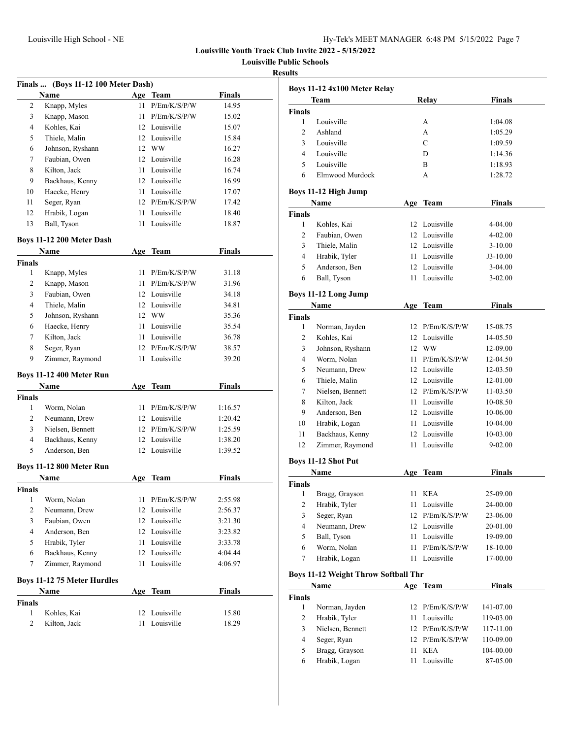# Louisville Youth Track Club Invite 2022 - 5/15/2022

**Louisville Public Schools**

**Results**

### Finals ... (Boys 11-12 100 Meter Dash)

| | Name | Age | Team | Finals |
|---|---|---|---|---|
| 2 | Knapp, Myles | 11 | P/Em/K/S/P/W | 14.95 |
| 3 | Knapp, Mason | 11 | P/Em/K/S/P/W | 15.02 |
| 4 | Kohles, Kai | 12 | Louisville | 15.07 |
| 5 | Thiele, Malin | 12 | Louisville | 15.84 |
| 6 | Johnson, Ryshann | 12 | WW | 16.27 |
| 7 | Faubian, Owen | 12 | Louisville | 16.28 |
| 8 | Kilton, Jack | 11 | Louisville | 16.74 |
| 9 | Backhaus, Kenny | 12 | Louisville | 16.99 |
| 10 | Haecke, Henry | 11 | Louisville | 17.07 |
| 11 | Seger, Ryan | 12 | P/Em/K/S/P/W | 17.42 |
| 12 | Hrabik, Logan | 11 | Louisville | 18.40 |
| 13 | Ball, Tyson | 11 | Louisville | 18.87 |

### Boys 11-12 200 Meter Dash

| | Name | Age | Team | Finals |
|---|---|---|---|---|
| **Finals** | | | | |
| 1 | Knapp, Myles | 11 | P/Em/K/S/P/W | 31.18 |
| 2 | Knapp, Mason | 11 | P/Em/K/S/P/W | 31.96 |
| 3 | Faubian, Owen | 12 | Louisville | 34.18 |
| 4 | Thiele, Malin | 12 | Louisville | 34.81 |
| 5 | Johnson, Ryshann | 12 | WW | 35.36 |
| 6 | Haecke, Henry | 11 | Louisville | 35.54 |
| 7 | Kilton, Jack | 11 | Louisville | 36.78 |
| 8 | Seger, Ryan | 12 | P/Em/K/S/P/W | 38.57 |
| 9 | Zimmer, Raymond | 11 | Louisville | 39.20 |

### Boys 11-12 400 Meter Run

| | Name | Age | Team | Finals |
|---|---|---|---|---|
| **Finals** | | | | |
| 1 | Worm, Nolan | 11 | P/Em/K/S/P/W | 1:16.57 |
| 2 | Neumann, Drew | 12 | Louisville | 1:20.42 |
| 3 | Nielsen, Bennett | 12 | P/Em/K/S/P/W | 1:25.59 |
| 4 | Backhaus, Kenny | 12 | Louisville | 1:38.20 |
| 5 | Anderson, Ben | 12 | Louisville | 1:39.52 |

### Boys 11-12 800 Meter Run

| | Name | Age | Team | Finals |
|---|---|---|---|---|
| **Finals** | | | | |
| 1 | Worm, Nolan | 11 | P/Em/K/S/P/W | 2:55.98 |
| 2 | Neumann, Drew | 12 | Louisville | 2:56.37 |
| 3 | Faubian, Owen | 12 | Louisville | 3:21.30 |
| 4 | Anderson, Ben | 12 | Louisville | 3:23.82 |
| 5 | Hrabik, Tyler | 11 | Louisville | 3:33.78 |
| 6 | Backhaus, Kenny | 12 | Louisville | 4:04.44 |
| 7 | Zimmer, Raymond | 11 | Louisville | 4:06.97 |

### Boys 11-12 75 Meter Hurdles

| | Name | Age | Team | Finals |
|---|---|---|---|---|
| **Finals** | | | | |
| 1 | Kohles, Kai | 12 | Louisville | 15.80 |
| 2 | Kilton, Jack | 11 | Louisville | 18.29 |

### Boys 11-12 4x100 Meter Relay

| | Team | Relay | Finals |
|---|---|---|---|
| **Finals** | | | |
| 1 | Louisville | A | 1:04.08 |
| 2 | Ashland | A | 1:05.29 |
| 3 | Louisville | C | 1:09.59 |
| 4 | Louisville | D | 1:14.36 |
| 5 | Louisville | B | 1:18.93 |
| 6 | Elmwood Murdock | A | 1:28.72 |

### Boys 11-12 High Jump

| | Name | Age | Team | Finals |
|---|---|---|---|---|
| **Finals** | | | | |
| 1 | Kohles, Kai | 12 | Louisville | 4-04.00 |
| 2 | Faubian, Owen | 12 | Louisville | 4-02.00 |
| 3 | Thiele, Malin | 12 | Louisville | 3-10.00 |
| 4 | Hrabik, Tyler | 11 | Louisville | J3-10.00 |
| 5 | Anderson, Ben | 12 | Louisville | 3-04.00 |
| 6 | Ball, Tyson | 11 | Louisville | 3-02.00 |

### Boys 11-12 Long Jump

| | Name | Age | Team | Finals |
|---|---|---|---|---|
| **Finals** | | | | |
| 1 | Norman, Jayden | 12 | P/Em/K/S/P/W | 15-08.75 |
| 2 | Kohles, Kai | 12 | Louisville | 14-05.50 |
| 3 | Johnson, Ryshann | 12 | WW | 12-09.00 |
| 4 | Worm, Nolan | 11 | P/Em/K/S/P/W | 12-04.50 |
| 5 | Neumann, Drew | 12 | Louisville | 12-03.50 |
| 6 | Thiele, Malin | 12 | Louisville | 12-01.00 |
| 7 | Nielsen, Bennett | 12 | P/Em/K/S/P/W | 11-03.50 |
| 8 | Kilton, Jack | 11 | Louisville | 10-08.50 |
| 9 | Anderson, Ben | 12 | Louisville | 10-06.00 |
| 10 | Hrabik, Logan | 11 | Louisville | 10-04.00 |
| 11 | Backhaus, Kenny | 12 | Louisville | 10-03.00 |
| 12 | Zimmer, Raymond | 11 | Louisville | 9-02.00 |

### Boys 11-12 Shot Put

| | Name | Age | Team | Finals |
|---|---|---|---|---|
| **Finals** | | | | |
| 1 | Bragg, Grayson | 11 | KEA | 25-09.00 |
| 2 | Hrabik, Tyler | 11 | Louisville | 24-00.00 |
| 3 | Seger, Ryan | 12 | P/Em/K/S/P/W | 23-06.00 |
| 4 | Neumann, Drew | 12 | Louisville | 20-01.00 |
| 5 | Ball, Tyson | 11 | Louisville | 19-09.00 |
| 6 | Worm, Nolan | 11 | P/Em/K/S/P/W | 18-10.00 |
| 7 | Hrabik, Logan | 11 | Louisville | 17-00.00 |

### Boys 11-12 Weight Throw Softball Thr

| | Name | Age | Team | Finals |
|---|---|---|---|---|
| **Finals** | | | | |
| 1 | Norman, Jayden | 12 | P/Em/K/S/P/W | 141-07.00 |
| 2 | Hrabik, Tyler | 11 | Louisville | 119-03.00 |
| 3 | Nielsen, Bennett | 12 | P/Em/K/S/P/W | 117-11.00 |
| 4 | Seger, Ryan | 12 | P/Em/K/S/P/W | 110-09.00 |
| 5 | Bragg, Grayson | 11 | KEA | 104-00.00 |
| 6 | Hrabik, Logan | 11 | Louisville | 87-05.00 |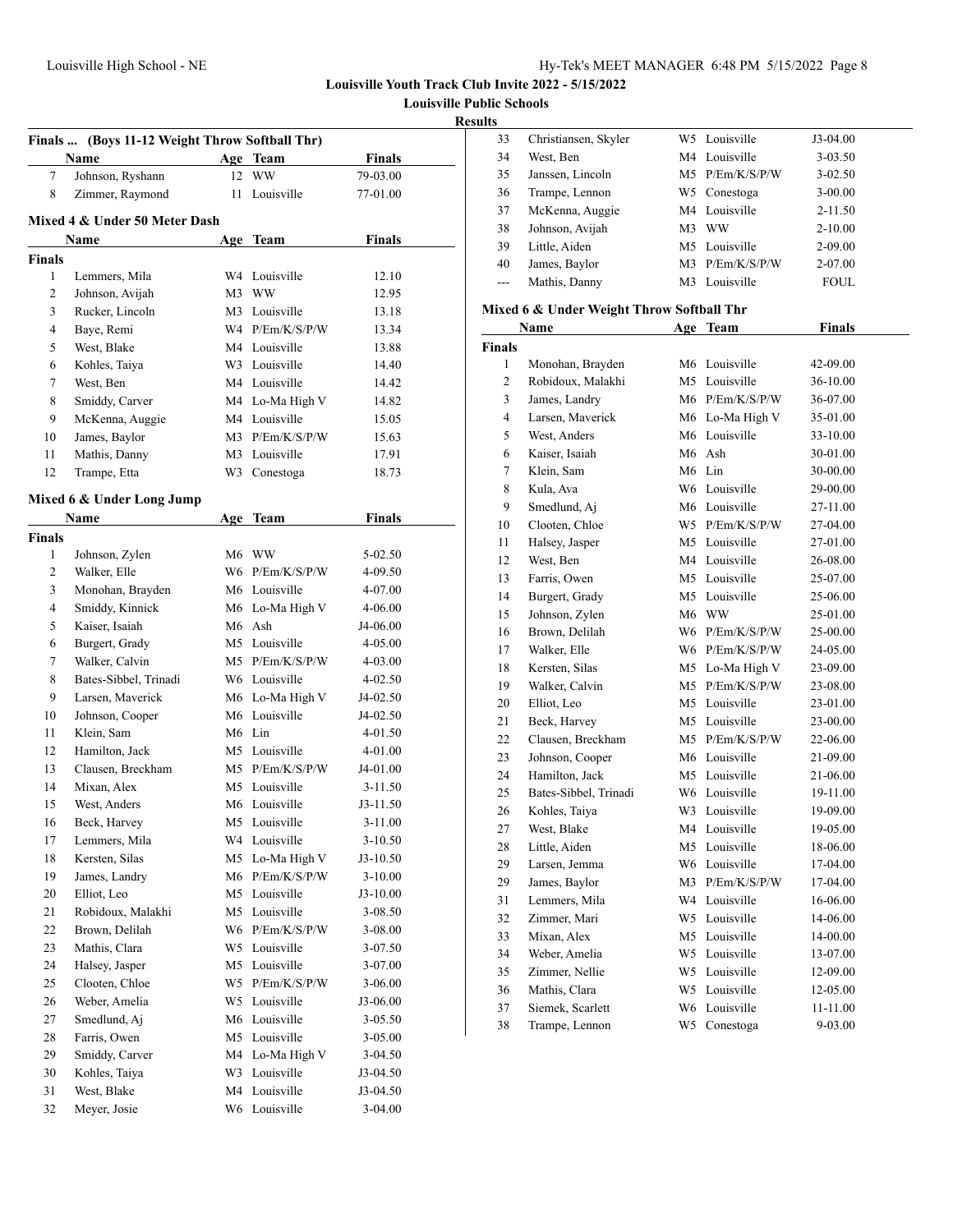Louisville Youth Track Club Invite 2022 - 5/15/2022

Louisville Public Schools

Results

### Finals ... (Boys 11-12 Weight Throw Softball Thr)

| | Name | Age | Team | Finals |
|---|---|---|---|---|
| 7 | Johnson, Ryshann | 12 | WW | 79-03.00 |
| 8 | Zimmer, Raymond | 11 | Louisville | 77-01.00 |

### Mixed 4 & Under 50 Meter Dash

| | Name | Age | Team | Finals |
|---|---|---|---|---|
| **Finals** | | | | |
| 1 | Lemmers, Mila | W4 | Louisville | 12.10 |
| 2 | Johnson, Avijah | M3 | WW | 12.95 |
| 3 | Rucker, Lincoln | M3 | Louisville | 13.18 |
| 4 | Baye, Remi | W4 | P/Em/K/S/P/W | 13.34 |
| 5 | West, Blake | M4 | Louisville | 13.88 |
| 6 | Kohles, Taiya | W3 | Louisville | 14.40 |
| 7 | West, Ben | M4 | Louisville | 14.42 |
| 8 | Smiddy, Carver | M4 | Lo-Ma High V | 14.82 |
| 9 | McKenna, Auggie | M4 | Louisville | 15.05 |
| 10 | James, Baylor | M3 | P/Em/K/S/P/W | 15.63 |
| 11 | Mathis, Danny | M3 | Louisville | 17.91 |
| 12 | Trampe, Etta | W3 | Conestoga | 18.73 |

### Mixed 6 & Under Long Jump

| | Name | Age | Team | Finals |
|---|---|---|---|---|
| **Finals** | | | | |
| 1 | Johnson, Zylen | M6 | WW | 5-02.50 |
| 2 | Walker, Elle | W6 | P/Em/K/S/P/W | 4-09.50 |
| 3 | Monohan, Brayden | M6 | Louisville | 4-07.00 |
| 4 | Smiddy, Kinnick | M6 | Lo-Ma High V | 4-06.00 |
| 5 | Kaiser, Isaiah | M6 | Ash | J4-06.00 |
| 6 | Burgert, Grady | M5 | Louisville | 4-05.00 |
| 7 | Walker, Calvin | M5 | P/Em/K/S/P/W | 4-03.00 |
| 8 | Bates-Sibbel, Trinadi | W6 | Louisville | 4-02.50 |
| 9 | Larsen, Maverick | M6 | Lo-Ma High V | J4-02.50 |
| 10 | Johnson, Cooper | M6 | Louisville | J4-02.50 |
| 11 | Klein, Sam | M6 | Lin | 4-01.50 |
| 12 | Hamilton, Jack | M5 | Louisville | 4-01.00 |
| 13 | Clausen, Breckham | M5 | P/Em/K/S/P/W | J4-01.00 |
| 14 | Mixan, Alex | M5 | Louisville | 3-11.50 |
| 15 | West, Anders | M6 | Louisville | J3-11.50 |
| 16 | Beck, Harvey | M5 | Louisville | 3-11.00 |
| 17 | Lemmers, Mila | W4 | Louisville | 3-10.50 |
| 18 | Kersten, Silas | M5 | Lo-Ma High V | J3-10.50 |
| 19 | James, Landry | M6 | P/Em/K/S/P/W | 3-10.00 |
| 20 | Elliot, Leo | M5 | Louisville | J3-10.00 |
| 21 | Robidoux, Malakhi | M5 | Louisville | 3-08.50 |
| 22 | Brown, Delilah | W6 | P/Em/K/S/P/W | 3-08.00 |
| 23 | Mathis, Clara | W5 | Louisville | 3-07.50 |
| 24 | Halsey, Jasper | M5 | Louisville | 3-07.00 |
| 25 | Clooten, Chloe | W5 | P/Em/K/S/P/W | 3-06.00 |
| 26 | Weber, Amelia | W5 | Louisville | J3-06.00 |
| 27 | Smedlund, Aj | M6 | Louisville | 3-05.50 |
| 28 | Farris, Owen | M5 | Louisville | 3-05.00 |
| 29 | Smiddy, Carver | M4 | Lo-Ma High V | 3-04.50 |
| 30 | Kohles, Taiya | W3 | Louisville | J3-04.50 |
| 31 | West, Blake | M4 | Louisville | J3-04.50 |
| 32 | Meyer, Josie | W6 | Louisville | 3-04.00 |
| 33 | Christiansen, Skyler | W5 | Louisville | J3-04.00 |
| 34 | West, Ben | M4 | Louisville | 3-03.50 |
| 35 | Janssen, Lincoln | M5 | P/Em/K/S/P/W | 3-02.50 |
| 36 | Trampe, Lennon | W5 | Conestoga | 3-00.00 |
| 37 | McKenna, Auggie | M4 | Louisville | 2-11.50 |
| 38 | Johnson, Avijah | M3 | WW | 2-10.00 |
| 39 | Little, Aiden | M5 | Louisville | 2-09.00 |
| 40 | James, Baylor | M3 | P/Em/K/S/P/W | 2-07.00 |
| --- | Mathis, Danny | M3 | Louisville | FOUL |

### Mixed 6 & Under Weight Throw Softball Thr

| | Name | Age | Team | Finals |
|---|---|---|---|---|
| **Finals** | | | | |
| 1 | Monohan, Brayden | M6 | Louisville | 42-09.00 |
| 2 | Robidoux, Malakhi | M5 | Louisville | 36-10.00 |
| 3 | James, Landry | M6 | P/Em/K/S/P/W | 36-07.00 |
| 4 | Larsen, Maverick | M6 | Lo-Ma High V | 35-01.00 |
| 5 | West, Anders | M6 | Louisville | 33-10.00 |
| 6 | Kaiser, Isaiah | M6 | Ash | 30-01.00 |
| 7 | Klein, Sam | M6 | Lin | 30-00.00 |
| 8 | Kula, Ava | W6 | Louisville | 29-00.00 |
| 9 | Smedlund, Aj | M6 | Louisville | 27-11.00 |
| 10 | Clooten, Chloe | W5 | P/Em/K/S/P/W | 27-04.00 |
| 11 | Halsey, Jasper | M5 | Louisville | 27-01.00 |
| 12 | West, Ben | M4 | Louisville | 26-08.00 |
| 13 | Farris, Owen | M5 | Louisville | 25-07.00 |
| 14 | Burgert, Grady | M5 | Louisville | 25-06.00 |
| 15 | Johnson, Zylen | M6 | WW | 25-01.00 |
| 16 | Brown, Delilah | W6 | P/Em/K/S/P/W | 25-00.00 |
| 17 | Walker, Elle | W6 | P/Em/K/S/P/W | 24-05.00 |
| 18 | Kersten, Silas | M5 | Lo-Ma High V | 23-09.00 |
| 19 | Walker, Calvin | M5 | P/Em/K/S/P/W | 23-08.00 |
| 20 | Elliot, Leo | M5 | Louisville | 23-01.00 |
| 21 | Beck, Harvey | M5 | Louisville | 23-00.00 |
| 22 | Clausen, Breckham | M5 | P/Em/K/S/P/W | 22-06.00 |
| 23 | Johnson, Cooper | M6 | Louisville | 21-09.00 |
| 24 | Hamilton, Jack | M5 | Louisville | 21-06.00 |
| 25 | Bates-Sibbel, Trinadi | W6 | Louisville | 19-11.00 |
| 26 | Kohles, Taiya | W3 | Louisville | 19-09.00 |
| 27 | West, Blake | M4 | Louisville | 19-05.00 |
| 28 | Little, Aiden | M5 | Louisville | 18-06.00 |
| 29 | Larsen, Jemma | W6 | Louisville | 17-04.00 |
| 29 | James, Baylor | M3 | P/Em/K/S/P/W | 17-04.00 |
| 31 | Lemmers, Mila | W4 | Louisville | 16-06.00 |
| 32 | Zimmer, Mari | W5 | Louisville | 14-06.00 |
| 33 | Mixan, Alex | M5 | Louisville | 14-00.00 |
| 34 | Weber, Amelia | W5 | Louisville | 13-07.00 |
| 35 | Zimmer, Nellie | W5 | Louisville | 12-09.00 |
| 36 | Mathis, Clara | W5 | Louisville | 12-05.00 |
| 37 | Siemek, Scarlett | W6 | Louisville | 11-11.00 |
| 38 | Trampe, Lennon | W5 | Conestoga | 9-03.00 |